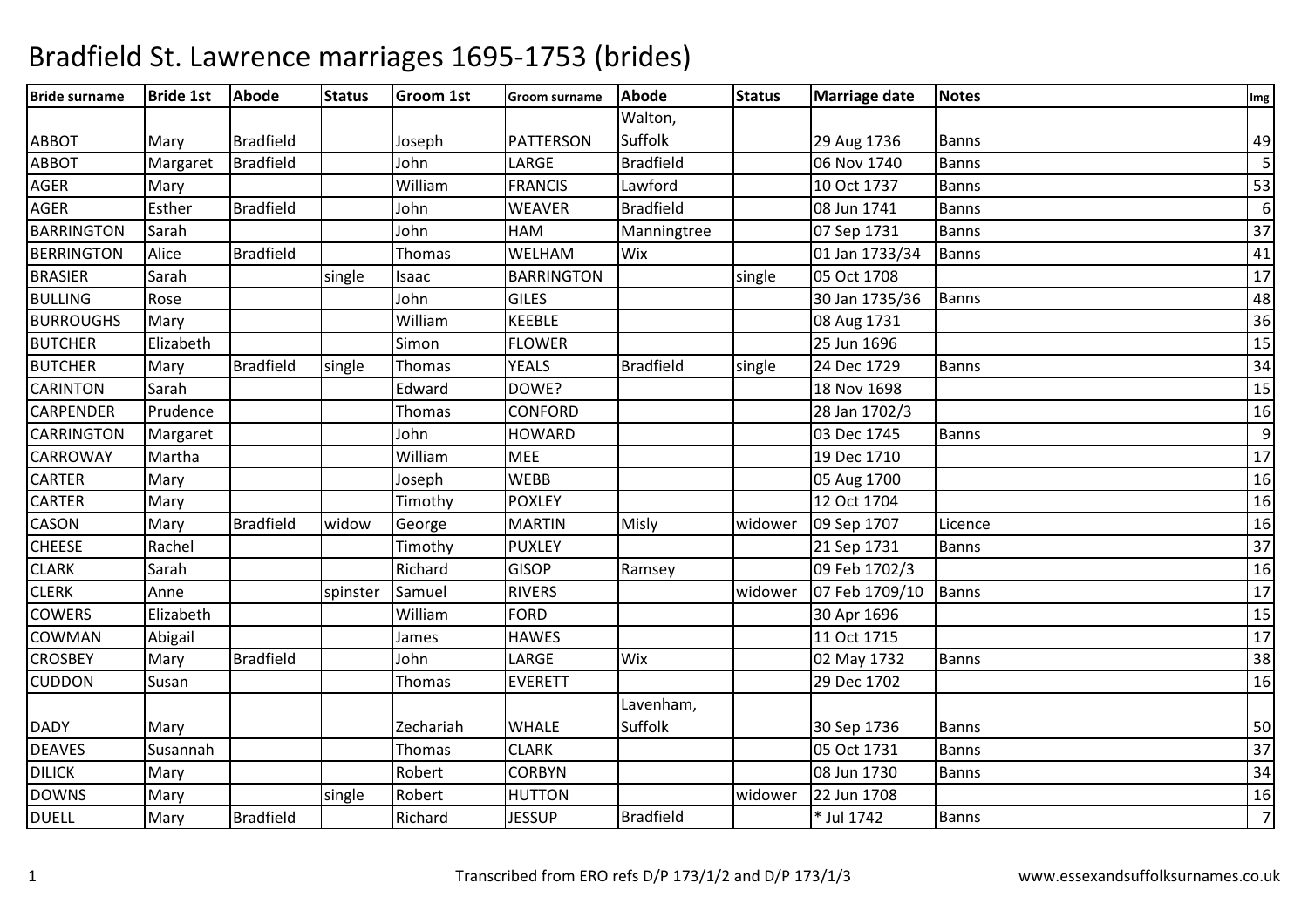# Bradfield St. Lawrence marriages 1695-1753 (brides)

| Bride surname | Bride 1st | Abode | Status | Groom 1st | Groom surname | Abode | Status | Marriage date | Notes | Img |
|---|---|---|---|---|---|---|---|---|---|---|
| ABBOT | Mary | Bradfield | | Joseph | PATTERSON | Walton, Suffolk | | 29 Aug 1736 | Banns | 49 |
| ABBOT | Margaret | Bradfield | | John | LARGE | Bradfield | | 06 Nov 1740 | Banns | 5 |
| AGER | Mary | | | William | FRANCIS | Lawford | | 10 Oct 1737 | Banns | 53 |
| AGER | Esther | Bradfield | | John | WEAVER | Bradfield | | 08 Jun 1741 | Banns | 6 |
| BARRINGTON | Sarah | | | John | HAM | Manningtree | | 07 Sep 1731 | Banns | 37 |
| BERRINGTON | Alice | Bradfield | | Thomas | WELHAM | Wix | | 01 Jan 1733/34 | Banns | 41 |
| BRASIER | Sarah | | single | Isaac | BARRINGTON | | single | 05 Oct 1708 | | 17 |
| BULLING | Rose | | | John | GILES | | | 30 Jan 1735/36 | Banns | 48 |
| BURROUGHS | Mary | | | William | KEEBLE | | | 08 Aug 1731 | | 36 |
| BUTCHER | Elizabeth | | | Simon | FLOWER | | | 25 Jun 1696 | | 15 |
| BUTCHER | Mary | Bradfield | single | Thomas | YEALS | Bradfield | single | 24 Dec 1729 | Banns | 34 |
| CARINTON | Sarah | | | Edward | DOWE? | | | 18 Nov 1698 | | 15 |
| CARPENDER | Prudence | | | Thomas | CONFORD | | | 28 Jan 1702/3 | | 16 |
| CARRINGTON | Margaret | | | John | HOWARD | | | 03 Dec 1745 | Banns | 9 |
| CARROWAY | Martha | | | William | MEE | | | 19 Dec 1710 | | 17 |
| CARTER | Mary | | | Joseph | WEBB | | | 05 Aug 1700 | | 16 |
| CARTER | Mary | | | Timothy | POXLEY | | | 12 Oct 1704 | | 16 |
| CASON | Mary | Bradfield | widow | George | MARTIN | Misly | widower | 09 Sep 1707 | Licence | 16 |
| CHEESE | Rachel | | | Timothy | PUXLEY | | | 21 Sep 1731 | Banns | 37 |
| CLARK | Sarah | | | Richard | GISOP | Ramsey | | 09 Feb 1702/3 | | 16 |
| CLERK | Anne | | spinster | Samuel | RIVERS | | widower | 07 Feb 1709/10 | Banns | 17 |
| COWERS | Elizabeth | | | William | FORD | | | 30 Apr 1696 | | 15 |
| COWMAN | Abigail | | | James | HAWES | | | 11 Oct 1715 | | 17 |
| CROSBEY | Mary | Bradfield | | John | LARGE | Wix | | 02 May 1732 | Banns | 38 |
| CUDDON | Susan | | | Thomas | EVERETT | | | 29 Dec 1702 | | 16 |
| DADY | Mary | | | Zechariah | WHALE | Lavenham, Suffolk | | 30 Sep 1736 | Banns | 50 |
| DEAVES | Susannah | | | Thomas | CLARK | | | 05 Oct 1731 | Banns | 37 |
| DILICK | Mary | | | Robert | CORBYN | | | 08 Jun 1730 | Banns | 34 |
| DOWNS | Mary | | single | Robert | HUTTON | | widower | 22 Jun 1708 | | 16 |
| DUELL | Mary | Bradfield | | Richard | JESSUP | Bradfield | | * Jul 1742 | Banns | 7 |

Transcribed from ERO refs D/P 173/1/2 and D/P 173/1/3 www.essexandsuffolksurnames.co.uk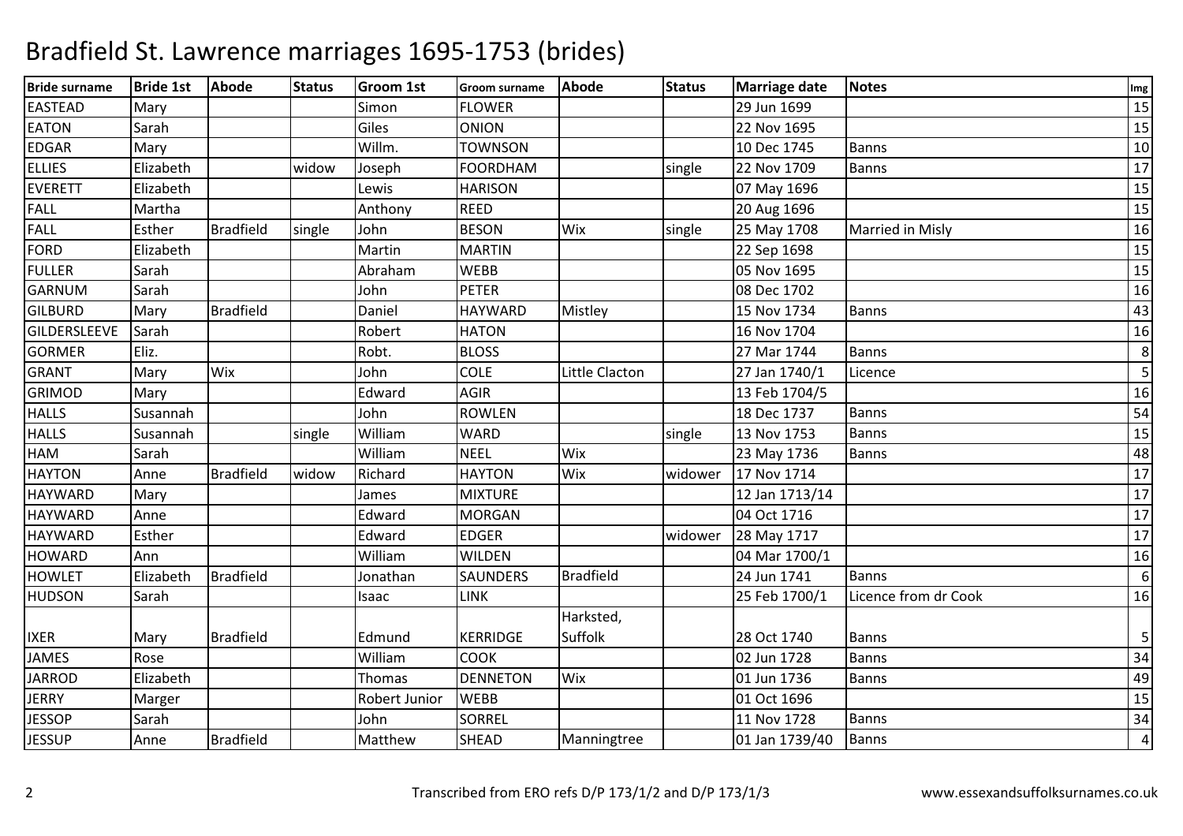# Bradfield St. Lawrence marriages 1695-1753 (brides)

| Bride surname | Bride 1st | Abode | Status | Groom 1st | Groom surname | Abode | Status | Marriage date | Notes | Img |
|---|---|---|---|---|---|---|---|---|---|---|
| EASTEAD | Mary | | | Simon | FLOWER | | | 29 Jun 1699 | | 15 |
| EATON | Sarah | | | Giles | ONION | | | 22 Nov 1695 | | 15 |
| EDGAR | Mary | | | Willm. | TOWNSON | | | 10 Dec 1745 | Banns | 10 |
| ELLIES | Elizabeth | | widow | Joseph | FOORDHAM | | single | 22 Nov 1709 | Banns | 17 |
| EVERETT | Elizabeth | | | Lewis | HARISON | | | 07 May 1696 | | 15 |
| FALL | Martha | | | Anthony | REED | | | 20 Aug 1696 | | 15 |
| FALL | Esther | Bradfield | single | John | BESON | Wix | single | 25 May 1708 | Married in Misly | 16 |
| FORD | Elizabeth | | | Martin | MARTIN | | | 22 Sep 1698 | | 15 |
| FULLER | Sarah | | | Abraham | WEBB | | | 05 Nov 1695 | | 15 |
| GARNUM | Sarah | | | John | PETER | | | 08 Dec 1702 | | 16 |
| GILBURD | Mary | Bradfield | | Daniel | HAYWARD | Mistley | | 15 Nov 1734 | Banns | 43 |
| GILDERSLEEVE | Sarah | | | Robert | HATON | | | 16 Nov 1704 | | 16 |
| GORMER | Eliz. | | | Robt. | BLOSS | | | 27 Mar 1744 | Banns | 8 |
| GRANT | Mary | Wix | | John | COLE | Little Clacton | | 27 Jan 1740/1 | Licence | 5 |
| GRIMOD | Mary | | | Edward | AGIR | | | 13 Feb 1704/5 | | 16 |
| HALLS | Susannah | | | John | ROWLEN | | | 18 Dec 1737 | Banns | 54 |
| HALLS | Susannah | | single | William | WARD | | single | 13 Nov 1753 | Banns | 15 |
| HAM | Sarah | | | William | NEEL | Wix | | 23 May 1736 | Banns | 48 |
| HAYTON | Anne | Bradfield | widow | Richard | HAYTON | Wix | widower | 17 Nov 1714 | | 17 |
| HAYWARD | Mary | | | James | MIXTURE | | | 12 Jan 1713/14 | | 17 |
| HAYWARD | Anne | | | Edward | MORGAN | | | 04 Oct 1716 | | 17 |
| HAYWARD | Esther | | | Edward | EDGER | | widower | 28 May 1717 | | 17 |
| HOWARD | Ann | | | William | WILDEN | | | 04 Mar 1700/1 | | 16 |
| HOWLET | Elizabeth | Bradfield | | Jonathan | SAUNDERS | Bradfield | | 24 Jun 1741 | Banns | 6 |
| HUDSON | Sarah | | | Isaac | LINK | | | 25 Feb 1700/1 | Licence from dr Cook | 16 |
| IXER | Mary | Bradfield | | Edmund | KERRIDGE | Harksted, Suffolk | | 28 Oct 1740 | Banns | 5 |
| JAMES | Rose | | | William | COOK | | | 02 Jun 1728 | Banns | 34 |
| JARROD | Elizabeth | | | Thomas | DENNETON | Wix | | 01 Jun 1736 | Banns | 49 |
| JERRY | Marger | | | Robert Junior | WEBB | | | 01 Oct 1696 | | 15 |
| JESSOP | Sarah | | | John | SORREL | | | 11 Nov 1728 | Banns | 34 |
| JESSUP | Anne | Bradfield | | Matthew | SHEAD | Manningtree | | 01 Jan 1739/40 | Banns | 4 |

Transcribed from ERO refs D/P 173/1/2 and D/P 173/1/3 www.essexandsuffolksurnames.co.uk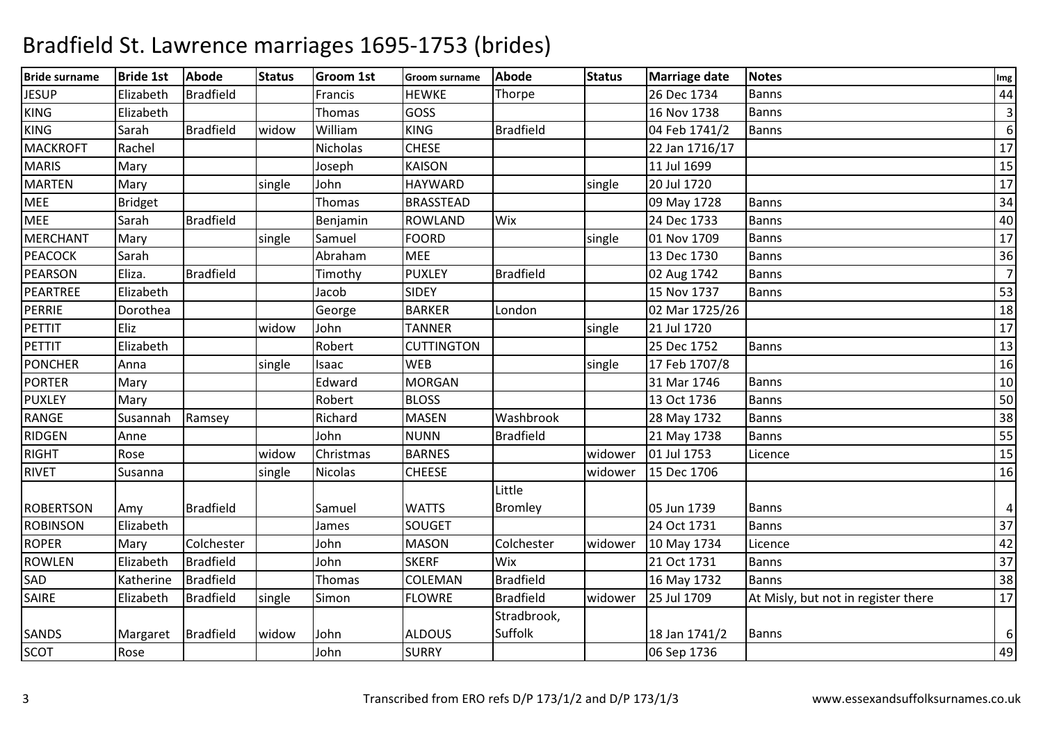# Bradfield St. Lawrence marriages 1695-1753 (brides)

| Bride surname | Bride 1st | Abode | Status | Groom 1st | Groom surname | Abode | Status | Marriage date | Notes | Img |
|---|---|---|---|---|---|---|---|---|---|---|
| JESUP | Elizabeth | Bradfield | | Francis | HEWKE | Thorpe | | 26 Dec 1734 | Banns | 44 |
| KING | Elizabeth | | | Thomas | GOSS | | | 16 Nov 1738 | Banns | 3 |
| KING | Sarah | Bradfield | widow | William | KING | Bradfield | | 04 Feb 1741/2 | Banns | 6 |
| MACKROFT | Rachel | | | Nicholas | CHESE | | | 22 Jan 1716/17 | | 17 |
| MARIS | Mary | | | Joseph | KAISON | | | 11 Jul 1699 | | 15 |
| MARTEN | Mary | | single | John | HAYWARD | | single | 20 Jul 1720 | | 17 |
| MEE | Bridget | | | Thomas | BRASSTEAD | | | 09 May 1728 | Banns | 34 |
| MEE | Sarah | Bradfield | | Benjamin | ROWLAND | Wix | | 24 Dec 1733 | Banns | 40 |
| MERCHANT | Mary | | single | Samuel | FOORD | | single | 01 Nov 1709 | Banns | 17 |
| PEACOCK | Sarah | | | Abraham | MEE | | | 13 Dec 1730 | Banns | 36 |
| PEARSON | Eliza. | Bradfield | | Timothy | PUXLEY | Bradfield | | 02 Aug 1742 | Banns | 7 |
| PEARTREE | Elizabeth | | | Jacob | SIDEY | | | 15 Nov 1737 | Banns | 53 |
| PERRIE | Dorothea | | | George | BARKER | London | | 02 Mar 1725/26 | | 18 |
| PETTIT | Eliz | | widow | John | TANNER | | single | 21 Jul 1720 | | 17 |
| PETTIT | Elizabeth | | | Robert | CUTTINGTON | | | 25 Dec 1752 | Banns | 13 |
| PONCHER | Anna | | single | Isaac | WEB | | single | 17 Feb 1707/8 | | 16 |
| PORTER | Mary | | | Edward | MORGAN | | | 31 Mar 1746 | Banns | 10 |
| PUXLEY | Mary | | | Robert | BLOSS | | | 13 Oct 1736 | Banns | 50 |
| RANGE | Susannah | Ramsey | | Richard | MASEN | Washbrook | | 28 May 1732 | Banns | 38 |
| RIDGEN | Anne | | | John | NUNN | Bradfield | | 21 May 1738 | Banns | 55 |
| RIGHT | Rose | | widow | Christmas | BARNES | | widower | 01 Jul 1753 | Licence | 15 |
| RIVET | Susanna | | single | Nicolas | CHEESE | | widower | 15 Dec 1706 | | 16 |
| ROBERTSON | Amy | Bradfield | | Samuel | WATTS | Little Bromley | | 05 Jun 1739 | Banns | 4 |
| ROBINSON | Elizabeth | | | James | SOUGET | | | 24 Oct 1731 | Banns | 37 |
| ROPER | Mary | Colchester | | John | MASON | Colchester | widower | 10 May 1734 | Licence | 42 |
| ROWLEN | Elizabeth | Bradfield | | John | SKERF | Wix | | 21 Oct 1731 | Banns | 37 |
| SAD | Katherine | Bradfield | | Thomas | COLEMAN | Bradfield | | 16 May 1732 | Banns | 38 |
| SAIRE | Elizabeth | Bradfield | single | Simon | FLOWRE | Bradfield | widower | 25 Jul 1709 | At Misly, but not in register there | 17 |
| SANDS | Margaret | Bradfield | widow | John | ALDOUS | Stradbrook, Suffolk | | 18 Jan 1741/2 | Banns | 6 |
| SCOT | Rose | | | John | SURRY | | | 06 Sep 1736 | | 49 |

Transcribed from ERO refs D/P 173/1/2 and D/P 173/1/3

www.essexandsuffolksurnames.co.uk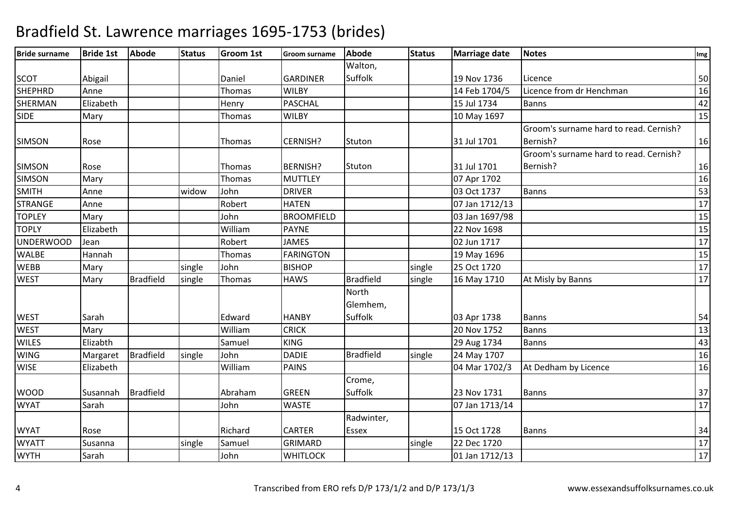# Bradfield St. Lawrence marriages 1695-1753 (brides)

| Bride surname | Bride 1st | Abode | Status | Groom 1st | Groom surname | Abode | Status | Marriage date | Notes | Img |
|---|---|---|---|---|---|---|---|---|---|---|
| SCOT | Abigail | | | Daniel | GARDINER | Walton, Suffolk | | 19 Nov 1736 | Licence | 50 |
| SHEPHRD | Anne | | | Thomas | WILBY | | | 14 Feb 1704/5 | Licence from dr Henchman | 16 |
| SHERMAN | Elizabeth | | | Henry | PASCHAL | | | 15 Jul 1734 | Banns | 42 |
| SIDE | Mary | | | Thomas | WILBY | | | 10 May 1697 | | 15 |
| SIMSON | Rose | | | Thomas | CERNISH? | Stuton | | 31 Jul 1701 | Groom's surname hard to read. Cernish? Bernish? | 16 |
| SIMSON | Rose | | | Thomas | BERNISH? | Stuton | | 31 Jul 1701 | Groom's surname hard to read. Cernish? Bernish? | 16 |
| SIMSON | Mary | | | Thomas | MUTTLEY | | | 07 Apr 1702 | | 16 |
| SMITH | Anne | | widow | John | DRIVER | | | 03 Oct 1737 | Banns | 53 |
| STRANGE | Anne | | | Robert | HATEN | | | 07 Jan 1712/13 | | 17 |
| TOPLEY | Mary | | | John | BROOMFIELD | | | 03 Jan 1697/98 | | 15 |
| TOPLY | Elizabeth | | | William | PAYNE | | | 22 Nov 1698 | | 15 |
| UNDERWOOD | Jean | | | Robert | JAMES | | | 02 Jun 1717 | | 17 |
| WALBE | Hannah | | | Thomas | FARINGTON | | | 19 May 1696 | | 15 |
| WEBB | Mary | | single | John | BISHOP | | single | 25 Oct 1720 | | 17 |
| WEST | Mary | Bradfield | single | Thomas | HAWS | Bradfield | single | 16 May 1710 | At Misly by Banns | 17 |
| WEST | Sarah | | | Edward | HANBY | North Glemhem, Suffolk | | 03 Apr 1738 | Banns | 54 |
| WEST | Mary | | | William | CRICK | | | 20 Nov 1752 | Banns | 13 |
| WILES | Elizabth | | | Samuel | KING | | | 29 Aug 1734 | Banns | 43 |
| WING | Margaret | Bradfield | single | John | DADIE | Bradfield | single | 24 May 1707 | | 16 |
| WISE | Elizabeth | | | William | PAINS | | | 04 Mar 1702/3 | At Dedham by Licence | 16 |
| WOOD | Susannah | Bradfield | | Abraham | GREEN | Crome, Suffolk | | 23 Nov 1731 | Banns | 37 |
| WYAT | Sarah | | | John | WASTE | | | 07 Jan 1713/14 | | 17 |
| WYAT | Rose | | | Richard | CARTER | Radwinter, Essex | | 15 Oct 1728 | Banns | 34 |
| WYATT | Susanna | | single | Samuel | GRIMARD | | single | 22 Dec 1720 | | 17 |
| WYTH | Sarah | | | John | WHITLOCK | | | 01 Jan 1712/13 | | 17 |

Transcribed from ERO refs D/P 173/1/2 and D/P 173/1/3

www.essexandsuffolksurnames.co.uk